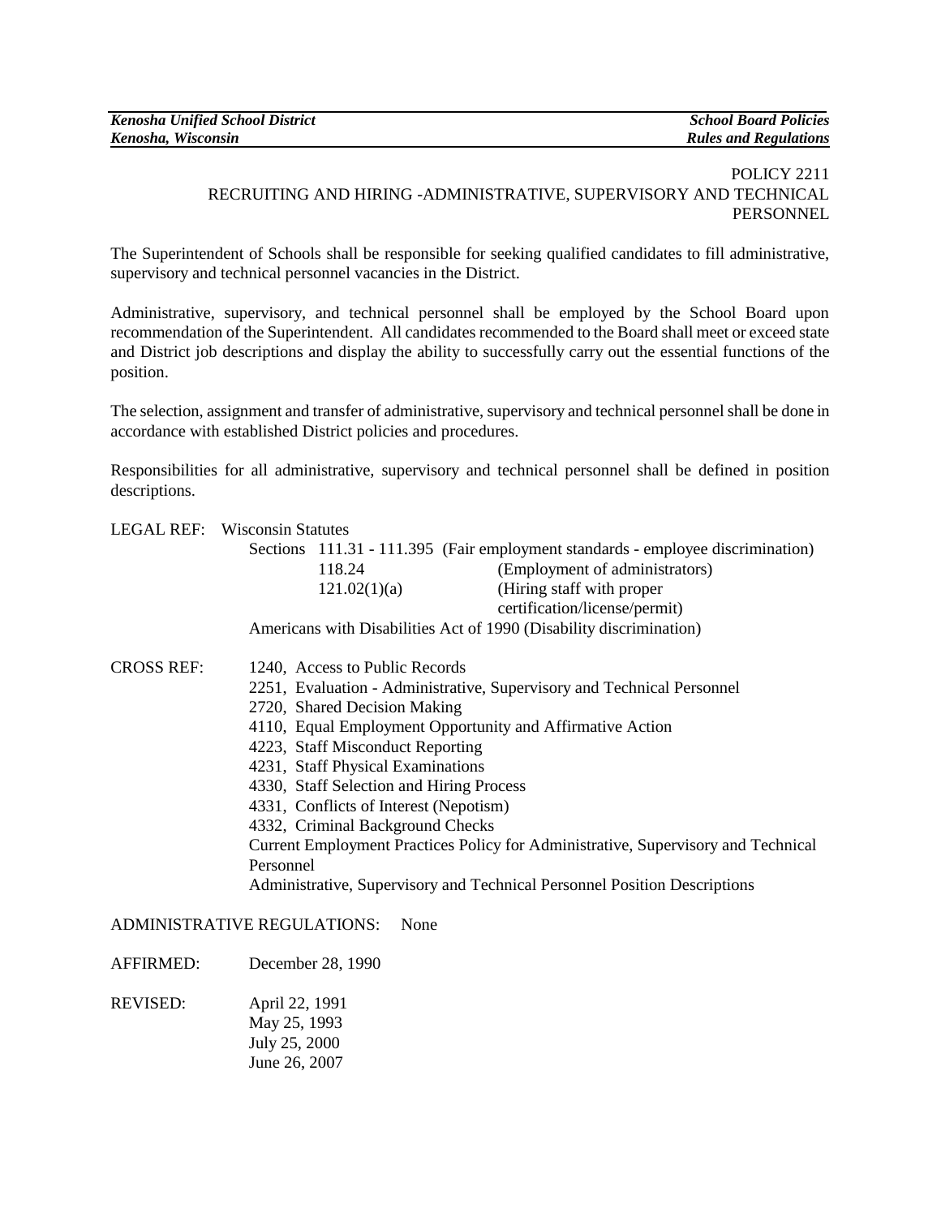*Kenosha Unified School District* *School Board Policies*
*Kenosha, Wisconsin* *Rules and Regulations*

POLICY 2211
RECRUITING AND HIRING -ADMINISTRATIVE, SUPERVISORY AND TECHNICAL PERSONNEL

The Superintendent of Schools shall be responsible for seeking qualified candidates to fill administrative, supervisory and technical personnel vacancies in the District.

Administrative, supervisory, and technical personnel shall be employed by the School Board upon recommendation of the Superintendent. All candidates recommended to the Board shall meet or exceed state and District job descriptions and display the ability to successfully carry out the essential functions of the position.

The selection, assignment and transfer of administrative, supervisory and technical personnel shall be done in accordance with established District policies and procedures.

Responsibilities for all administrative, supervisory and technical personnel shall be defined in position descriptions.

LEGAL REF: Wisconsin Statutes
Sections 111.31 - 111.395 (Fair employment standards - employee discrimination)
118.24 (Employment of administrators)
121.02(1)(a) (Hiring staff with proper certification/license/permit)
Americans with Disabilities Act of 1990 (Disability discrimination)

CROSS REF:
1240, Access to Public Records
2251, Evaluation - Administrative, Supervisory and Technical Personnel
2720, Shared Decision Making
4110, Equal Employment Opportunity and Affirmative Action
4223, Staff Misconduct Reporting
4231, Staff Physical Examinations
4330, Staff Selection and Hiring Process
4331, Conflicts of Interest (Nepotism)
4332, Criminal Background Checks
Current Employment Practices Policy for Administrative, Supervisory and Technical Personnel
Administrative, Supervisory and Technical Personnel Position Descriptions

ADMINISTRATIVE REGULATIONS: None

AFFIRMED: December 28, 1990

REVISED: April 22, 1991
May 25, 1993
July 25, 2000
June 26, 2007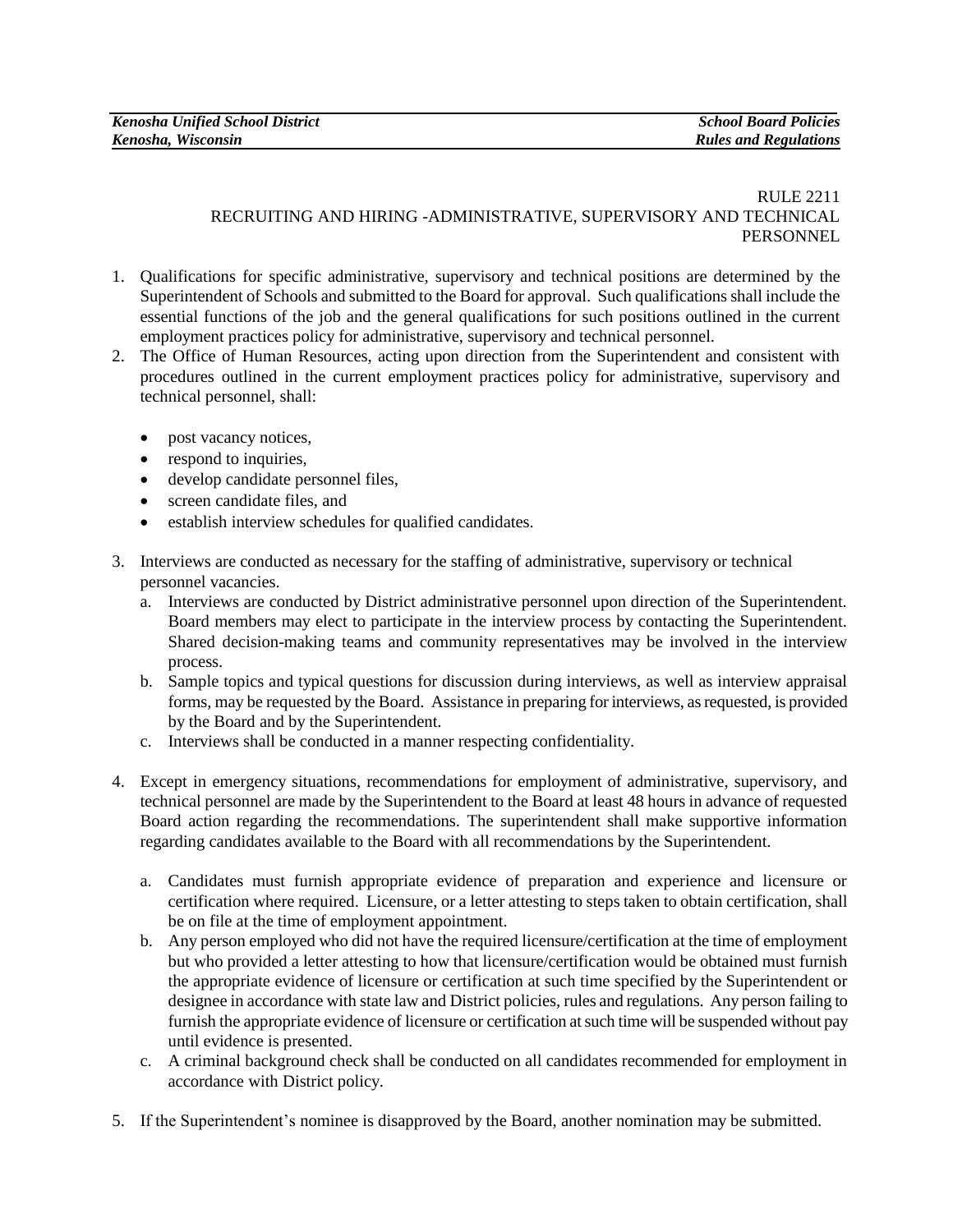RULE 2211
RECRUITING AND HIRING -ADMINISTRATIVE, SUPERVISORY AND TECHNICAL PERSONNEL

1. Qualifications for specific administrative, supervisory and technical positions are determined by the Superintendent of Schools and submitted to the Board for approval. Such qualifications shall include the essential functions of the job and the general qualifications for such positions outlined in the current employment practices policy for administrative, supervisory and technical personnel.
2. The Office of Human Resources, acting upon direction from the Superintendent and consistent with procedures outlined in the current employment practices policy for administrative, supervisory and technical personnel, shall:

   - post vacancy notices,
   - respond to inquiries,
   - develop candidate personnel files,
   - screen candidate files, and
   - establish interview schedules for qualified candidates.

3. Interviews are conducted as necessary for the staffing of administrative, supervisory or technical personnel vacancies.
   a. Interviews are conducted by District administrative personnel upon direction of the Superintendent. Board members may elect to participate in the interview process by contacting the Superintendent. Shared decision-making teams and community representatives may be involved in the interview process.
   b. Sample topics and typical questions for discussion during interviews, as well as interview appraisal forms, may be requested by the Board. Assistance in preparing for interviews, as requested, is provided by the Board and by the Superintendent.
   c. Interviews shall be conducted in a manner respecting confidentiality.

4. Except in emergency situations, recommendations for employment of administrative, supervisory, and technical personnel are made by the Superintendent to the Board at least 48 hours in advance of requested Board action regarding the recommendations. The superintendent shall make supportive information regarding candidates available to the Board with all recommendations by the Superintendent.

   a. Candidates must furnish appropriate evidence of preparation and experience and licensure or certification where required. Licensure, or a letter attesting to steps taken to obtain certification, shall be on file at the time of employment appointment.
   b. Any person employed who did not have the required licensure/certification at the time of employment but who provided a letter attesting to how that licensure/certification would be obtained must furnish the appropriate evidence of licensure or certification at such time specified by the Superintendent or designee in accordance with state law and District policies, rules and regulations. Any person failing to furnish the appropriate evidence of licensure or certification at such time will be suspended without pay until evidence is presented.
   c. A criminal background check shall be conducted on all candidates recommended for employment in accordance with District policy.

5. If the Superintendent's nominee is disapproved by the Board, another nomination may be submitted.